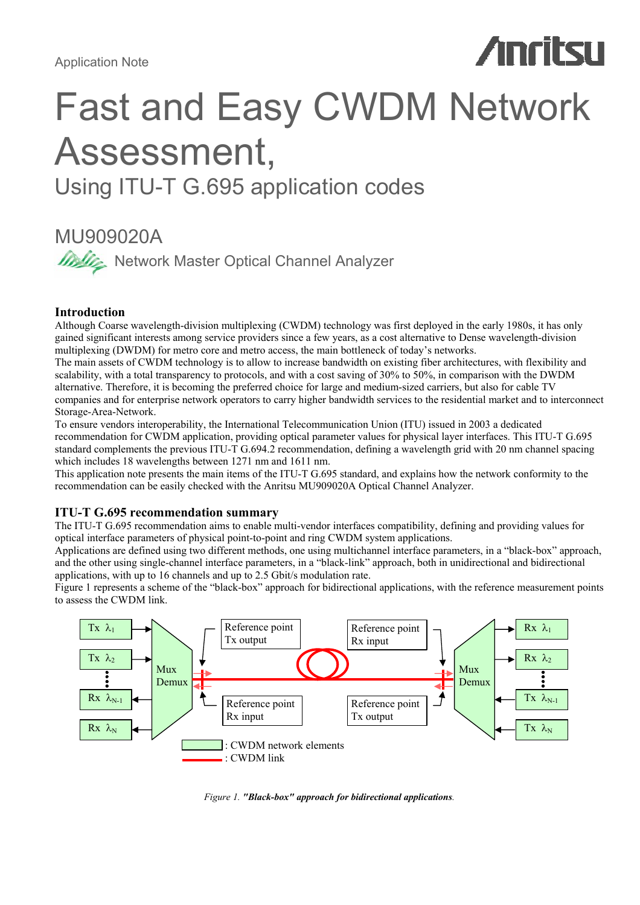Application Note

# Fast and Easy CWDM Network Assessment,

## Using ITU-T G.695 application codes

## MU909020A

Network Master Optical Channel Analyzer

### Introduction

Although Coarse wavelength-division multiplexing (CWDM) technology was first deployed in the early 1980s, it has only gained significant interests among service providers since a few years, as a cost alternative to Dense wavelength-division multiplexing (DWDM) for metro core and metro access, the main bottleneck of today's networks.

The main assets of CWDM technology is to allow to increase bandwidth on existing fiber architectures, with flexibility and scalability, with a total transparency to protocols, and with a cost saving of 30% to 50%, in comparison with the DWDM alternative. Therefore, it is becoming the preferred choice for large and medium-sized carriers, but also for cable TV companies and for enterprise network operators to carry higher bandwidth services to the residential market and to interconnect Storage-Area-Network.

To ensure vendors interoperability, the International Telecommunication Union (ITU) issued in 2003 a dedicated recommendation for CWDM application, providing optical parameter values for physical layer interfaces. This ITU-T G.695 standard complements the previous ITU-T G.694.2 recommendation, defining a wavelength grid with 20 nm channel spacing which includes 18 wavelengths between 1271 nm and 1611 nm.

This application note presents the main items of the ITU-T G.695 standard, and explains how the network conformity to the recommendation can be easily checked with the Anritsu MU909020A Optical Channel Analyzer.

### ITU-T G.695 recommendation summary

The ITU-T G.695 recommendation aims to enable multi-vendor interfaces compatibility, defining and providing values for optical interface parameters of physical point-to-point and ring CWDM system applications.

Applications are defined using two different methods, one using multichannel interface parameters, in a "black-box" approach, and the other using single-channel interface parameters, in a "black-link" approach, both in unidirectional and bidirectional applications, with up to 16 channels and up to 2.5 Gbit/s modulation rate.

Figure 1 represents a scheme of the "black-box" approach for bidirectional applications, with the reference measurement points to assess the CWDM link.

Tx $\lambda_1$ | Tx $\lambda_2$ | Rx $\lambda_{N-1}$ | Rx $\lambda_N$ — Mux Demux — Reference point Tx output — Reference point Rx input — Reference point Rx input — Reference point Tx output — Mux Demux — Rx $\lambda_1$ | Rx $\lambda_2$ | Tx $\lambda_{N-1}$ | Tx $\lambda_N$

: CWDM network elements
: CWDM link

*Figure 1.* ***"Black-box" approach for bidirectional applications***.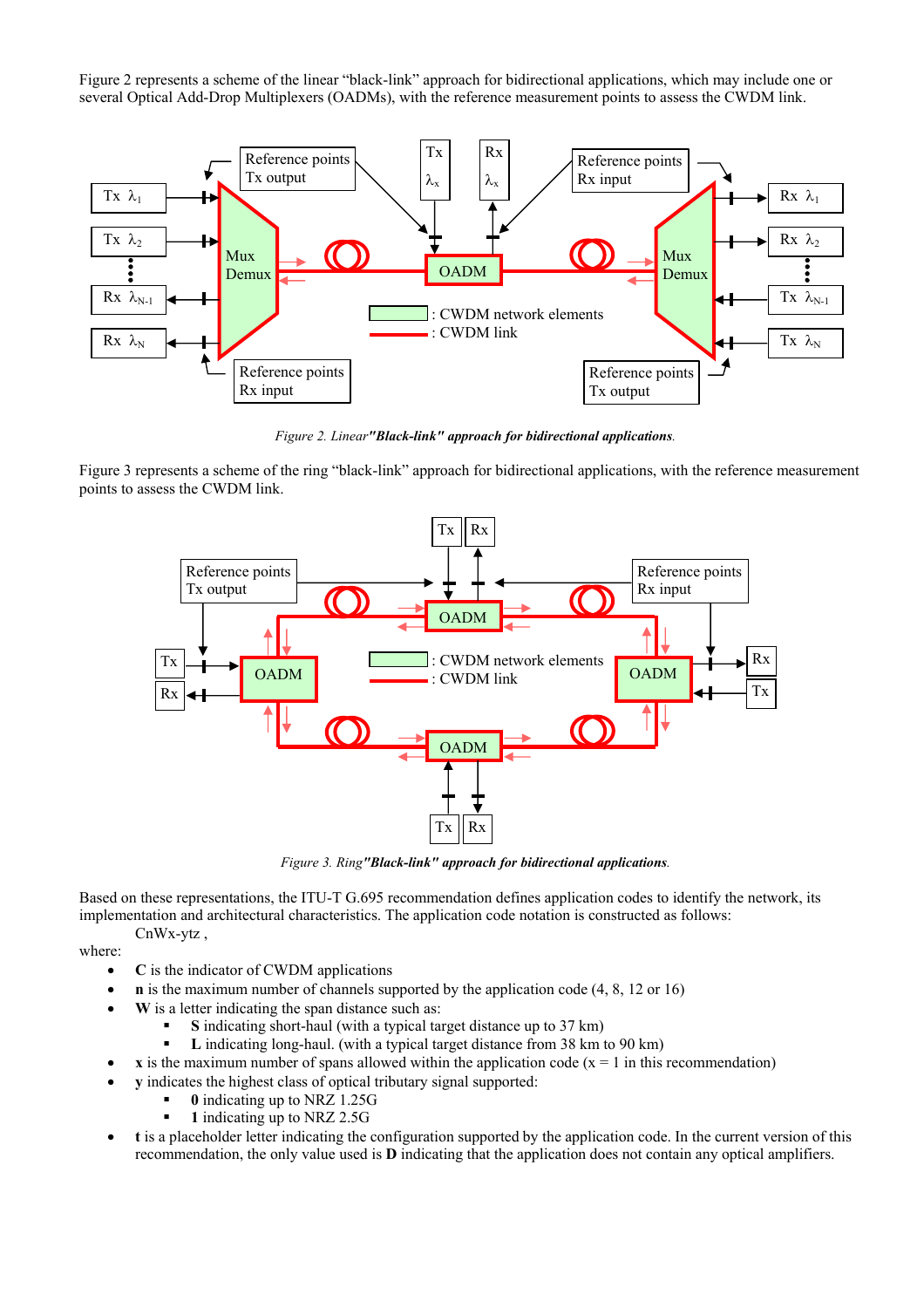Figure 2 represents a scheme of the linear "black-link" approach for bidirectional applications, which may include one or several Optical Add-Drop Multiplexers (OADMs), with the reference measurement points to assess the CWDM link.

*Figure 2. Linear* ***"Black-link" approach for bidirectional applications****.*

Figure 3 represents a scheme of the ring "black-link" approach for bidirectional applications, with the reference measurement points to assess the CWDM link.

*Figure 3. Ring* ***"Black-link" approach for bidirectional applications****.*

Based on these representations, the ITU-T G.695 recommendation defines application codes to identify the network, its implementation and architectural characteristics. The application code notation is constructed as follows:

CnWx-ytz ,

where:

- **C** is the indicator of CWDM applications
- **n** is the maximum number of channels supported by the application code (4, 8, 12 or 16)
- **W** is a letter indicating the span distance such as:
  - **S** indicating short-haul (with a typical target distance up to 37 km)
  - **L** indicating long-haul. (with a typical target distance from 38 km to 90 km)
- **x** is the maximum number of spans allowed within the application code (x = 1 in this recommendation)
- **y** indicates the highest class of optical tributary signal supported:
  - **0** indicating up to NRZ 1.25G
  - **1** indicating up to NRZ 2.5G
- **t** is a placeholder letter indicating the configuration supported by the application code. In the current version of this recommendation, the only value used is **D** indicating that the application does not contain any optical amplifiers.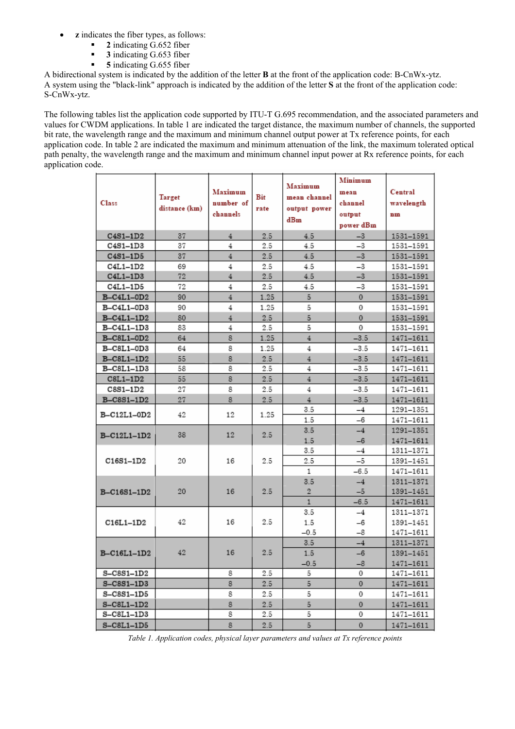- **z** indicates the fiber types, as follows:
  - **2** indicating G.652 fiber
  - **3** indicating G.653 fiber
  - **5** indicating G.655 fiber

A bidirectional system is indicated by the addition of the letter **B** at the front of the application code: B-CnWx-ytz.
A system using the "black-link" approach is indicated by the addition of the letter **S** at the front of the application code: S-CnWx-ytz.

The following tables list the application code supported by ITU-T G.695 recommendation, and the associated parameters and values for CWDM applications. In table 1 are indicated the target distance, the maximum number of channels, the supported bit rate, the wavelength range and the maximum and minimum channel output power at Tx reference points, for each application code. In table 2 are indicated the maximum and minimum attenuation of the link, the maximum tolerated optical path penalty, the wavelength range and the maximum and minimum channel input power at Rx reference points, for each application code.

| Class | Target distance (km) | Maximum number of channels | Bit rate | Maximum mean channel output power dBm | Minimum mean channel output power dBm | Central wavelength nm |
|---|---|---|---|---|---|---|
| C4S1–1D2 | 37 | 4 | 2.5 | 4.5 | –3 | 1531–1591 |
| C4S1–1D3 | 37 | 4 | 2.5 | 4.5 | –3 | 1531–1591 |
| C4S1–1D5 | 37 | 4 | 2.5 | 4.5 | –3 | 1531–1591 |
| C4L1–1D2 | 69 | 4 | 2.5 | 4.5 | –3 | 1531–1591 |
| C4L1–1D3 | 72 | 4 | 2.5 | 4.5 | –3 | 1531–1591 |
| C4L1–1D5 | 72 | 4 | 2.5 | 4.5 | –3 | 1531–1591 |
| B–C4L1–0D2 | 90 | 4 | 1.25 | 5 | 0 | 1531–1591 |
| B–C4L1–0D3 | 90 | 4 | 1.25 | 5 | 0 | 1531–1591 |
| B–C4L1–1D2 | 80 | 4 | 2.5 | 5 | 0 | 1531–1591 |
| B–C4L1–1D3 | 83 | 4 | 2.5 | 5 | 0 | 1531–1591 |
| B–C8L1–0D2 | 64 | 8 | 1.25 | 4 | –3.5 | 1471–1611 |
| B–C8L1–0D3 | 64 | 8 | 1.25 | 4 | –3.5 | 1471–1611 |
| B–C8L1–1D2 | 55 | 8 | 2.5 | 4 | –3.5 | 1471–1611 |
| B–C8L1–1D3 | 58 | 8 | 2.5 | 4 | –3.5 | 1471–1611 |
| C8L1–1D2 | 55 | 8 | 2.5 | 4 | –3.5 | 1471–1611 |
| C8S1–1D2 | 27 | 8 | 2.5 | 4 | –3.5 | 1471–1611 |
| B–C8S1–1D2 | 27 | 8 | 2.5 | 4 | –3.5 | 1471–1611 |
| B–C12L1–0D2 | 42 | 12 | 1.25 | 3.5 | –4 | 1291–1351 |
| | | | | 1.5 | –6 | 1471–1611 |
| B–C12L1–1D2 | 38 | 12 | 2.5 | 3.5 | –4 | 1291–1351 |
| | | | | 1.5 | –6 | 1471–1611 |
| C16S1–1D2 | 20 | 16 | 2.5 | 3.5 | –4 | 1311–1371 |
| | | | | 2.5 | –5 | 1391–1451 |
| | | | | 1 | –6.5 | 1471–1611 |
| B–C16S1–1D2 | 20 | 16 | 2.5 | 3.5 | –4 | 1311–1371 |
| | | | | 2 | –5 | 1391–1451 |
| | | | | 1 | –6.5 | 1471–1611 |
| C16L1–1D2 | 42 | 16 | 2.5 | 3.5 | –4 | 1311–1371 |
| | | | | 1.5 | –6 | 1391–1451 |
| | | | | –0.5 | –8 | 1471–1611 |
| B–C16L1–1D2 | 42 | 16 | 2.5 | 3.5 | –4 | 1311–1371 |
| | | | | 1.5 | –6 | 1391–1451 |
| | | | | –0.5 | –8 | 1471–1611 |
| S–C8S1–1D2 | | 8 | 2.5 | 5 | 0 | 1471–1611 |
| S–C8S1–1D3 | | 8 | 2.5 | 5 | 0 | 1471–1611 |
| S–C8S1–1D5 | | 8 | 2.5 | 5 | 0 | 1471–1611 |
| S–C8L1–1D2 | | 8 | 2.5 | 5 | 0 | 1471–1611 |
| S–C8L1–1D3 | | 8 | 2.5 | 5 | 0 | 1471–1611 |
| S–C8L1–1D5 | | 8 | 2.5 | 5 | 0 | 1471–1611 |

*Table 1. Application codes, physical layer parameters and values at Tx reference points*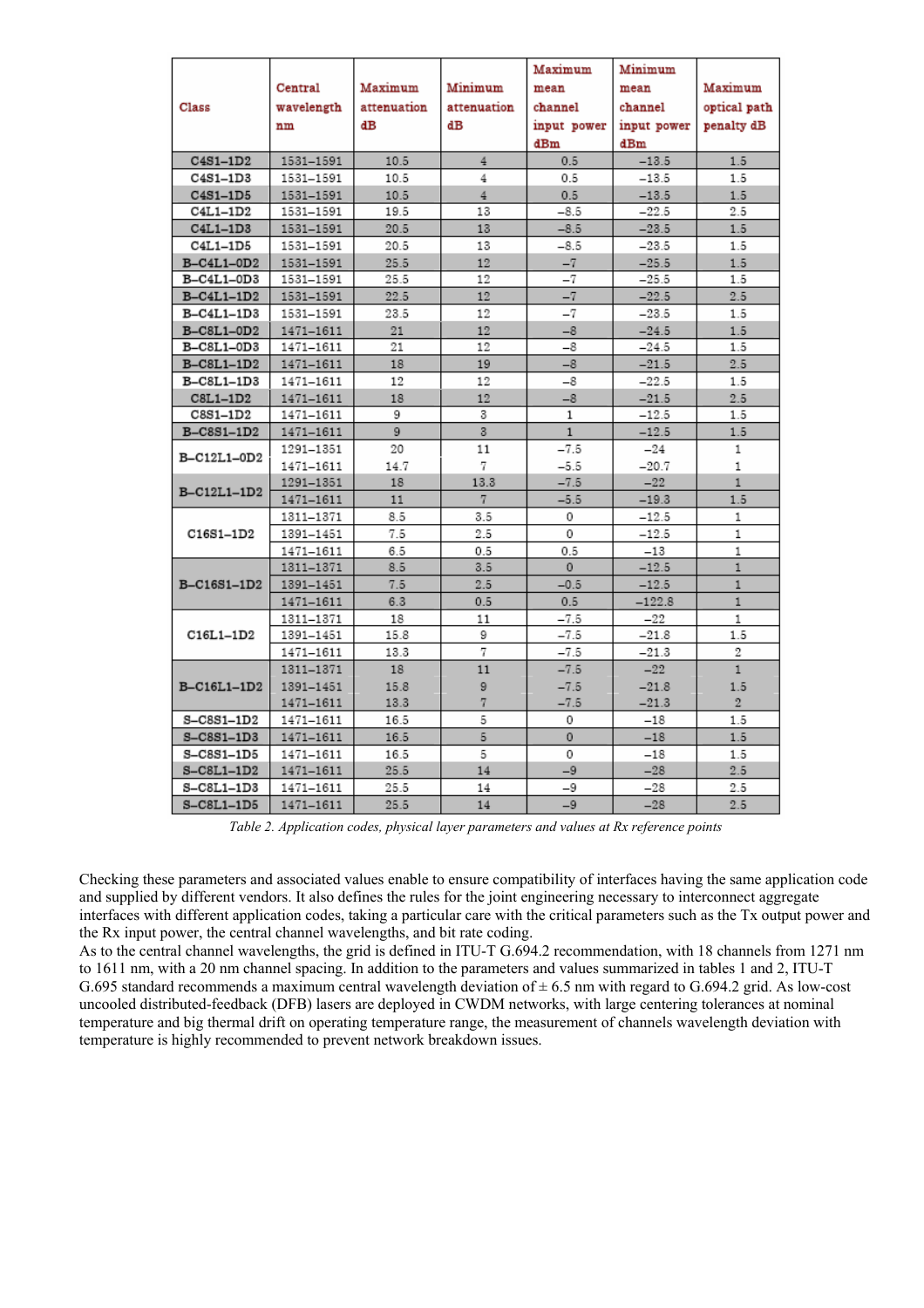| Class | Central wavelength nm | Maximum attenuation dB | Minimum attenuation dB | Maximum mean channel input power dBm | Minimum mean channel input power dBm | Maximum optical path penalty dB |
|---|---|---|---|---|---|---|
| C4S1–1D2 | 1531–1591 | 10.5 | 4 | 0.5 | −13.5 | 1.5 |
| C4S1–1D3 | 1531–1591 | 10.5 | 4 | 0.5 | −13.5 | 1.5 |
| C4S1–1D5 | 1531–1591 | 10.5 | 4 | 0.5 | −13.5 | 1.5 |
| C4L1–1D2 | 1531–1591 | 19.5 | 13 | −8.5 | −22.5 | 2.5 |
| C4L1–1D3 | 1531–1591 | 20.5 | 13 | −8.5 | −23.5 | 1.5 |
| C4L1–1D5 | 1531–1591 | 20.5 | 13 | −8.5 | −23.5 | 1.5 |
| B–C4L1–0D2 | 1531–1591 | 25.5 | 12 | −7 | −25.5 | 1.5 |
| B–C4L1–0D3 | 1531–1591 | 25.5 | 12 | −7 | −25.5 | 1.5 |
| B–C4L1–1D2 | 1531–1591 | 22.5 | 12 | −7 | −22.5 | 2.5 |
| B–C4L1–1D3 | 1531–1591 | 23.5 | 12 | −7 | −23.5 | 1.5 |
| B–C8L1–0D2 | 1471–1611 | 21 | 12 | −8 | −24.5 | 1.5 |
| B–C8L1–0D3 | 1471–1611 | 21 | 12 | −8 | −24.5 | 1.5 |
| B–C8L1–1D2 | 1471–1611 | 18 | 19 | −8 | −21.5 | 2.5 |
| B–C8L1–1D3 | 1471–1611 | 12 | 12 | −8 | −22.5 | 1.5 |
| C8L1–1D2 | 1471–1611 | 18 | 12 | −8 | −21.5 | 2.5 |
| C8S1–1D2 | 1471–1611 | 9 | 3 | 1 | −12.5 | 1.5 |
| B–C8S1–1D2 | 1471–1611 | 9 | 3 | 1 | −12.5 | 1.5 |
| B–C12L1–0D2 | 1291–1351 | 20 | 11 | −7.5 | −24 | 1 |
| | 1471–1611 | 14.7 | 7 | −5.5 | −20.7 | 1 |
| B–C12L1–1D2 | 1291–1351 | 18 | 13.3 | −7.5 | −22 | 1 |
| | 1471–1611 | 11 | 7 | −5.5 | −19.3 | 1.5 |
| C16S1–1D2 | 1311–1371 | 8.5 | 3.5 | 0 | −12.5 | 1 |
| | 1391–1451 | 7.5 | 2.5 | 0 | −12.5 | 1 |
| | 1471–1611 | 6.5 | 0.5 | 0.5 | −13 | 1 |
| B–C16S1–1D2 | 1311–1371 | 8.5 | 3.5 | 0 | −12.5 | 1 |
| | 1391–1451 | 7.5 | 2.5 | −0.5 | −12.5 | 1 |
| | 1471–1611 | 6.3 | 0.5 | 0.5 | −122.8 | 1 |
| C16L1–1D2 | 1311–1371 | 18 | 11 | −7.5 | −22 | 1 |
| | 1391–1451 | 15.8 | 9 | −7.5 | −21.8 | 1.5 |
| | 1471–1611 | 13.3 | 7 | −7.5 | −21.3 | 2 |
| B–C16L1–1D2 | 1311–1371 | 18 | 11 | −7.5 | −22 | 1 |
| | 1391–1451 | 15.8 | 9 | −7.5 | −21.8 | 1.5 |
| | 1471–1611 | 13.3 | 7 | −7.5 | −21.3 | 2 |
| S–C8S1–1D2 | 1471–1611 | 16.5 | 5 | 0 | −18 | 1.5 |
| S–C8S1–1D3 | 1471–1611 | 16.5 | 5 | 0 | −18 | 1.5 |
| S–C8S1–1D5 | 1471–1611 | 16.5 | 5 | 0 | −18 | 1.5 |
| S–C8L1–1D2 | 1471–1611 | 25.5 | 14 | −9 | −28 | 2.5 |
| S–C8L1–1D3 | 1471–1611 | 25.5 | 14 | −9 | −28 | 2.5 |
| S–C8L1–1D5 | 1471–1611 | 25.5 | 14 | −9 | −28 | 2.5 |

*Table 2. Application codes, physical layer parameters and values at Rx reference points*

Checking these parameters and associated values enable to ensure compatibility of interfaces having the same application code and supplied by different vendors. It also defines the rules for the joint engineering necessary to interconnect aggregate interfaces with different application codes, taking a particular care with the critical parameters such as the Tx output power and the Rx input power, the central channel wavelengths, and bit rate coding.

As to the central channel wavelengths, the grid is defined in ITU-T G.694.2 recommendation, with 18 channels from 1271 nm to 1611 nm, with a 20 nm channel spacing. In addition to the parameters and values summarized in tables 1 and 2, ITU-T G.695 standard recommends a maximum central wavelength deviation of ± 6.5 nm with regard to G.694.2 grid. As low-cost uncooled distributed-feedback (DFB) lasers are deployed in CWDM networks, with large centering tolerances at nominal temperature and big thermal drift on operating temperature range, the measurement of channels wavelength deviation with temperature is highly recommended to prevent network breakdown issues.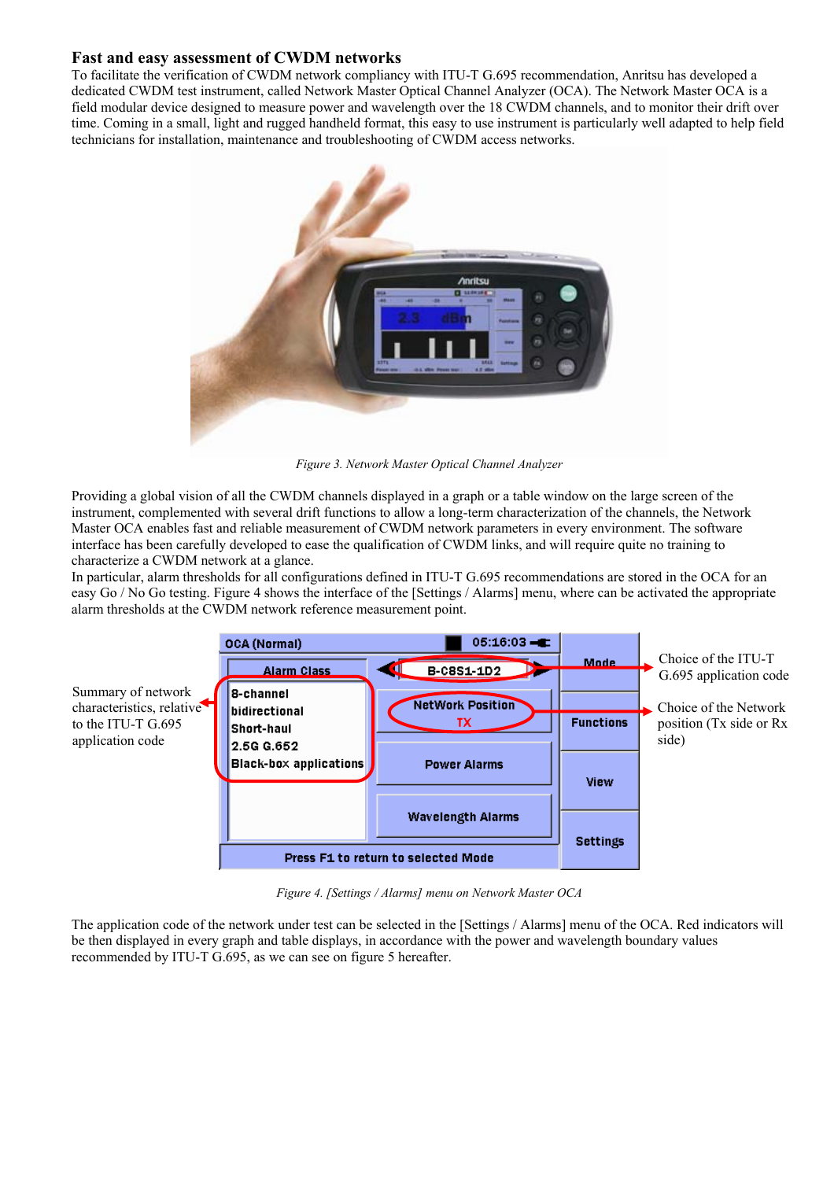### Fast and easy assessment of CWDM networks

To facilitate the verification of CWDM network compliancy with ITU-T G.695 recommendation, Anritsu has developed a dedicated CWDM test instrument, called Network Master Optical Channel Analyzer (OCA). The Network Master OCA is a field modular device designed to measure power and wavelength over the 18 CWDM channels, and to monitor their drift over time. Coming in a small, light and rugged handheld format, this easy to use instrument is particularly well adapted to help field technicians for installation, maintenance and troubleshooting of CWDM access networks.

*Figure 3. Network Master Optical Channel Analyzer*

Providing a global vision of all the CWDM channels displayed in a graph or a table window on the large screen of the instrument, complemented with several drift functions to allow a long-term characterization of the channels, the Network Master OCA enables fast and reliable measurement of CWDM network parameters in every environment. The software interface has been carefully developed to ease the qualification of CWDM links, and will require quite no training to characterize a CWDM network at a glance.

In particular, alarm thresholds for all configurations defined in ITU-T G.695 recommendations are stored in the OCA for an easy Go / No Go testing. Figure 4 shows the interface of the [Settings / Alarms] menu, where can be activated the appropriate alarm thresholds at the CWDM network reference measurement point.

Summary of network characteristics, relative to the ITU-T G.695 application code

Choice of the ITU-T G.695 application code

Choice of the Network position (Tx side or Rx side)

*Figure 4. [Settings / Alarms] menu on Network Master OCA*

The application code of the network under test can be selected in the [Settings / Alarms] menu of the OCA. Red indicators will be then displayed in every graph and table displays, in accordance with the power and wavelength boundary values recommended by ITU-T G.695, as we can see on figure 5 hereafter.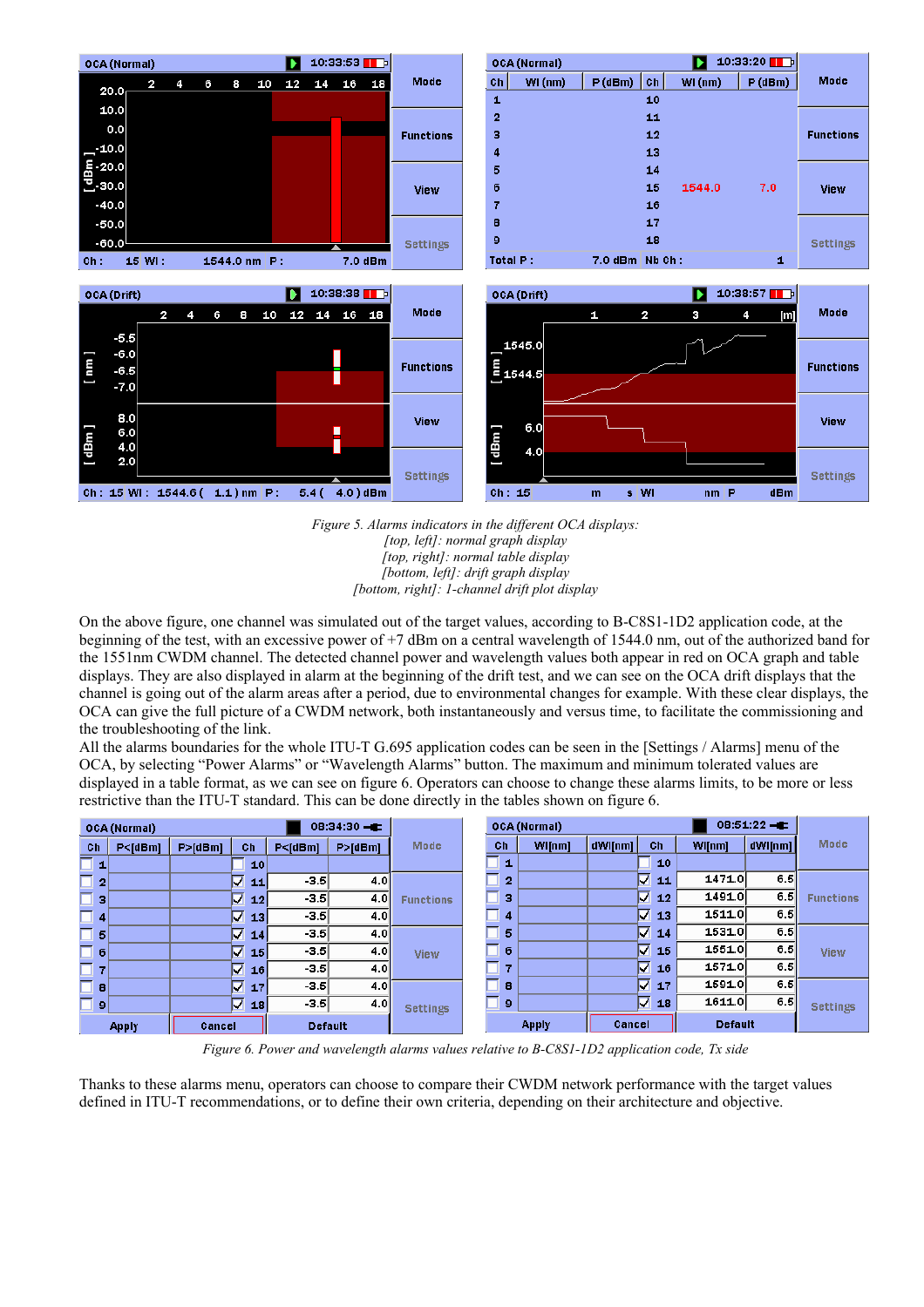*Figure 5. Alarms indicators in the different OCA displays:*
*[top, left]: normal graph display*
*[top, right]: normal table display*
*[bottom, left]: drift graph display*
*[bottom, right]: 1-channel drift plot display*

On the above figure, one channel was simulated out of the target values, according to B-C8S1-1D2 application code, at the beginning of the test, with an excessive power of +7 dBm on a central wavelength of 1544.0 nm, out of the authorized band for the 1551nm CWDM channel. The detected channel power and wavelength values both appear in red on OCA graph and table displays. They are also displayed in alarm at the beginning of the drift test, and we can see on the OCA drift displays that the channel is going out of the alarm areas after a period, due to environmental changes for example. With these clear displays, the OCA can give the full picture of a CWDM network, both instantaneously and versus time, to facilitate the commissioning and the troubleshooting of the link.

All the alarms boundaries for the whole ITU-T G.695 application codes can be seen in the [Settings / Alarms] menu of the OCA, by selecting “Power Alarms” or “Wavelength Alarms” button. The maximum and minimum tolerated values are displayed in a table format, as we can see on figure 6. Operators can choose to change these alarms limits, to be more or less restrictive than the ITU-T standard. This can be done directly in the tables shown on figure 6.

*Figure 6. Power and wavelength alarms values relative to B-C8S1-1D2 application code, Tx side*

Thanks to these alarms menu, operators can choose to compare their CWDM network performance with the target values defined in ITU-T recommendations, or to define their own criteria, depending on their architecture and objective.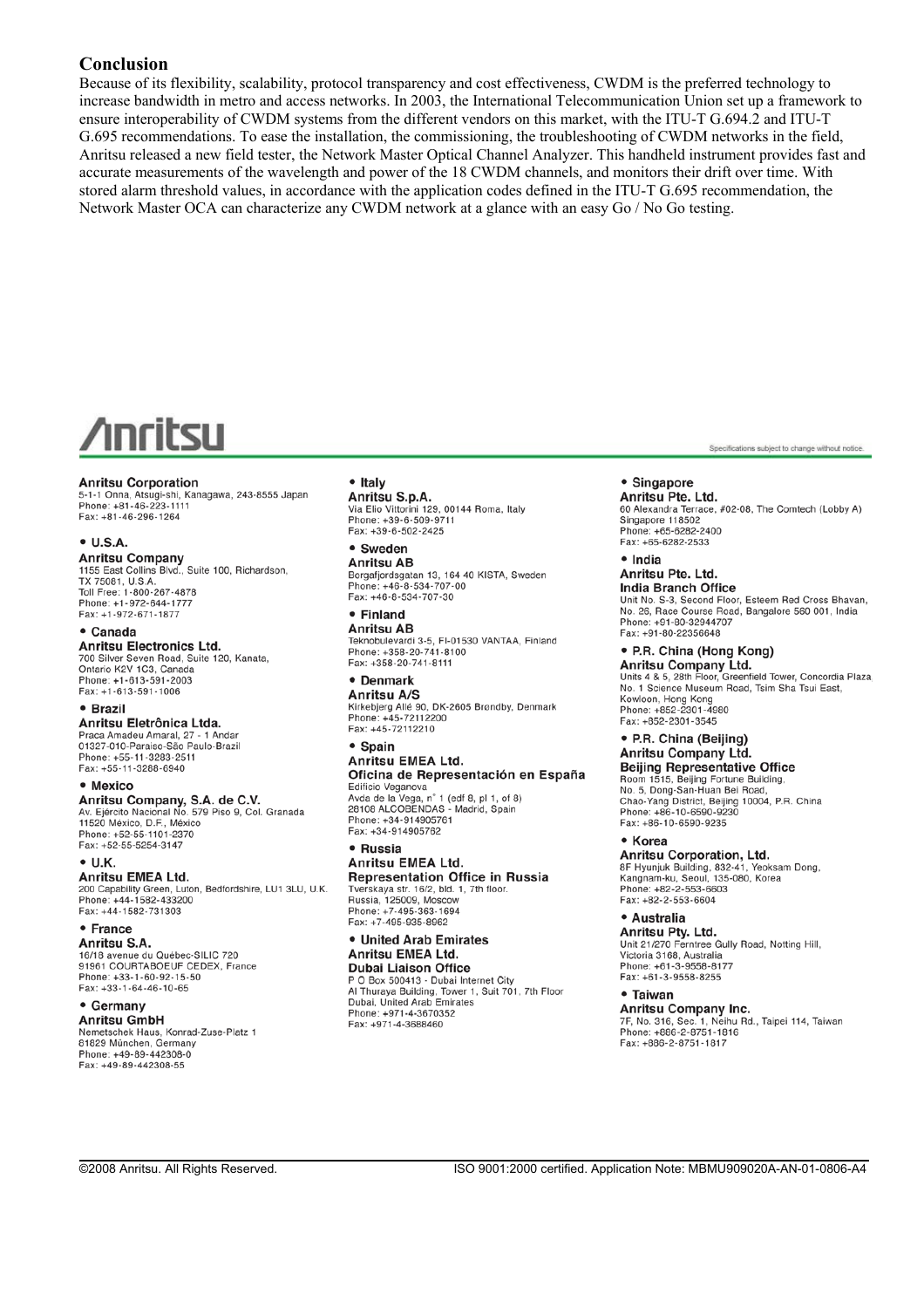## Conclusion

Because of its flexibility, scalability, protocol transparency and cost effectiveness, CWDM is the preferred technology to increase bandwidth in metro and access networks. In 2003, the International Telecommunication Union set up a framework to ensure interoperability of CWDM systems from the different vendors on this market, with the ITU-T G.694.2 and ITU-T G.695 recommendations. To ease the installation, the commissioning, the troubleshooting of CWDM networks in the field, Anritsu released a new field tester, the Network Master Optical Channel Analyzer. This handheld instrument provides fast and accurate measurements of the wavelength and power of the 18 CWDM channels, and monitors their drift over time. With stored alarm threshold values, in accordance with the application codes defined in the ITU-T G.695 recommendation, the Network Master OCA can characterize any CWDM network at a glance with an easy Go / No Go testing.

Anritsu

Specifications subject to change without notice.

**Anritsu Corporation**
5-1-1 Onna, Atsugi-shi, Kanagawa, 243-8555 Japan
Phone: +81-46-223-1111
Fax: +81-46-296-1264

• U.S.A.
**Anritsu Company**
1155 East Collins Blvd., Suite 100, Richardson, TX 75081, U.S.A.
Toll Free: 1-800-267-4878
Phone: +1-972-644-1777
Fax: +1-972-671-1877

• Canada
**Anritsu Electronics Ltd.**
700 Silver Seven Road, Suite 120, Kanata, Ontario K2V 1C3, Canada
Phone: +1-613-591-2003
Fax: +1-613-591-1006

• Brazil
**Anritsu Eletrônica Ltda.**
Praca Amadeu Amaral, 27 - 1 Andar
01327-010-Paraiso-São Paulo-Brazil
Phone: +55-11-3283-2511
Fax: +55-11-3288-6940

• Mexico
**Anritsu Company, S.A. de C.V.**
Av. Ejército Nacional No. 579 Piso 9, Col. Granada
11520 México, D.F., México
Phone: +52-55-1101-2370
Fax: +52-55-5254-3147

• U.K.
**Anritsu EMEA Ltd.**
200 Capability Green, Luton, Bedfordshire, LU1 3LU, U.K.
Phone: +44-1582-433200
Fax: +44-1582-731303

• France
**Anritsu S.A.**
16/18 avenue du Québec-SILIC 720
91961 COURTABOEUF CEDEX, France
Phone: +33-1-60-92-15-50
Fax: +33-1-64-46-10-65

• Germany
**Anritsu GmbH**
Nemetschek Haus, Konrad-Zuse-Platz 1
81829 München, Germany
Phone: +49-89-442308-0
Fax: +49-89-442308-55

• Italy
**Anritsu S.p.A.**
Via Elio Vittorini 129, 00144 Roma, Italy
Phone: +39-6-509-9711
Fax: +39-6-502-2425

• Sweden
**Anritsu AB**
Borgafjordsgatan 13, 164 40 KISTA, Sweden
Phone: +46-8-534-707-00
Fax: +46-8-534-707-30

• Finland
**Anritsu AB**
Teknobulevardi 3-5, FI-01530 VANTAA, Finland
Phone: +358-20-741-8100
Fax: +358-20-741-8111

• Denmark
**Anritsu A/S**
Kirkebjerg Allé 90, DK-2605 Brøndby, Denmark
Phone: +45-72112200
Fax: +45-72112210

• Spain
**Anritsu EMEA Ltd.**
**Oficina de Representación en España**
Edificio Veganova
Avda de la Vega, n° 1 (edf 8, pl 1, of 8)
28108 ALCOBENDAS - Madrid, Spain
Phone: +34-914905761
Fax: +34-914905762

• Russia
**Anritsu EMEA Ltd.**
**Representation Office in Russia**
Tverskaya str. 16/2, bld. 1, 7th floor.
Russia, 125009, Moscow
Phone: +7-495-363-1694
Fax: +7-495-935-8962

• United Arab Emirates
**Anritsu EMEA Ltd.**
**Dubai Liaison Office**
P O Box 500413 - Dubai Internet City
Al Thuraya Building, Tower 1, Suit 701, 7th Floor
Dubai, United Arab Emirates
Phone: +971-4-3670352
Fax: +971-4-3688460

• Singapore
**Anritsu Pte. Ltd.**
60 Alexandra Terrace, #02-08, The Comtech (Lobby A)
Singapore 118502
Phone: +65-6282-2400
Fax: +65-6282-2533

• India
**Anritsu Pte. Ltd.**
**India Branch Office**
Unit No. S-3, Second Floor, Esteem Red Cross Bhavan, No. 26, Race Course Road, Bangalore 560 001, India
Phone: +91-80-32944707
Fax: +91-80-22356648

• P.R. China (Hong Kong)
**Anritsu Company Ltd.**
Units 4 & 5, 28th Floor, Greenfield Tower, Concordia Plaza
No. 1 Science Museum Road, Tsim Sha Tsui East, Kowloon, Hong Kong
Phone: +852-2301-4980
Fax: +852-2301-3545

• P.R. China (Beijing)
**Anritsu Company Ltd.**
**Beijing Representative Office**
Room 1515, Beijing Fortune Building,
No. 5, Dong-San-Huan Bei Road,
Chao-Yang District, Beijing 10004, P.R. China
Phone: +86-10-6590-9230
Fax: +86-10-6590-9235

• Korea
**Anritsu Corporation, Ltd.**
8F Hyunjuk Building, 832-41, Yeoksam Dong, Kangnam-ku, Seoul, 135-080, Korea
Phone: +82-2-553-6603
Fax: +82-2-553-6604

• Australia
**Anritsu Pty. Ltd.**
Unit 21/270 Ferntree Gully Road, Notting Hill, Victoria 3168, Australia
Phone: +61-3-9558-8177
Fax: +61-3-9558-8255

• Taiwan
**Anritsu Company Inc.**
7F, No. 316, Sec. 1, Neihu Rd., Taipei 114, Taiwan
Phone: +886-2-8751-1816
Fax: +886-2-8751-1817

©2008 Anritsu. All Rights Reserved. ISO 9001:2000 certified. Application Note: MBMU909020A-AN-01-0806-A4